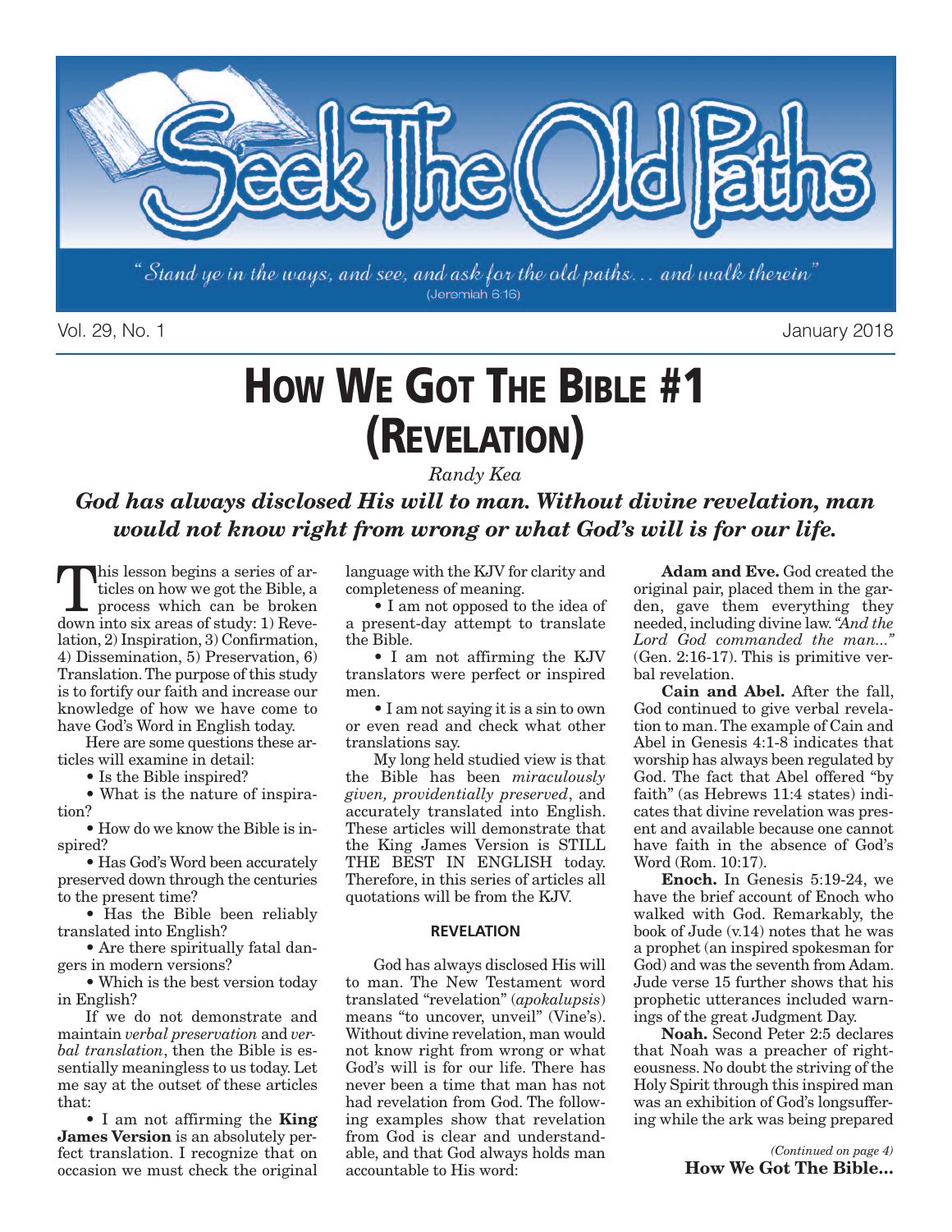# Seek The Old Paths

*"Stand ye in the ways, and see, and ask for the old paths... and walk therein"* (Jeremiah 6:16)

Vol. 29, No. 1 — January 2018

# How We Got The Bible #1 (Revelation)

*Randy Kea*

***God has always disclosed His will to man. Without divine revelation, man would not know right from wrong or what God's will is for our life.***

This lesson begins a series of articles on how we got the Bible, a process which can be broken down into six areas of study: 1) Revelation, 2) Inspiration, 3) Confirmation, 4) Dissemination, 5) Preservation, 6) Translation. The purpose of this study is to fortify our faith and increase our knowledge of how we have come to have God's Word in English today.

Here are some questions these articles will examine in detail:

- Is the Bible inspired?
- What is the nature of inspiration?
- How do we know the Bible is inspired?
- Has God's Word been accurately preserved down through the centuries to the present time?
- Has the Bible been reliably translated into English?
- Are there spiritually fatal dangers in modern versions?
- Which is the best version today in English?

If we do not demonstrate and maintain *verbal preservation* and *verbal translation*, then the Bible is essentially meaningless to us today. Let me say at the outset of these articles that:

- I am not affirming the **King James Version** is an absolutely perfect translation. I recognize that on occasion we must check the original language with the KJV for clarity and completeness of meaning.
- I am not opposed to the idea of a present-day attempt to translate the Bible.
- I am not affirming the KJV translators were perfect or inspired men.
- I am not saying it is a sin to own or even read and check what other translations say.

My long held studied view is that the Bible has been *miraculously given, providentially preserved*, and accurately translated into English. These articles will demonstrate that the King James Version is STILL THE BEST IN ENGLISH today. Therefore, in this series of articles all quotations will be from the KJV.

## REVELATION

God has always disclosed His will to man. The New Testament word translated "revelation" (*apokalupsis*) means "to uncover, unveil" (Vine's). Without divine revelation, man would not know right from wrong or what God's will is for our life. There has never been a time that man has not had revelation from God. The following examples show that revelation from God is clear and understandable, and that God always holds man accountable to His word:

**Adam and Eve.** God created the original pair, placed them in the garden, gave them everything they needed, including divine law. *"And the Lord God commanded the man..."* (Gen. 2:16-17). This is primitive verbal revelation.

**Cain and Abel.** After the fall, God continued to give verbal revelation to man. The example of Cain and Abel in Genesis 4:1-8 indicates that worship has always been regulated by God. The fact that Abel offered "by faith" (as Hebrews 11:4 states) indicates that divine revelation was present and available because one cannot have faith in the absence of God's Word (Rom. 10:17).

**Enoch.** In Genesis 5:19-24, we have the brief account of Enoch who walked with God. Remarkably, the book of Jude (v.14) notes that he was a prophet (an inspired spokesman for God) and was the seventh from Adam. Jude verse 15 further shows that his prophetic utterances included warnings of the great Judgment Day.

**Noah.** Second Peter 2:5 declares that Noah was a preacher of righteousness. No doubt the striving of the Holy Spirit through this inspired man was an exhibition of God's longsuffering while the ark was being prepared

*(Continued on page 4)*
**How We Got The Bible...**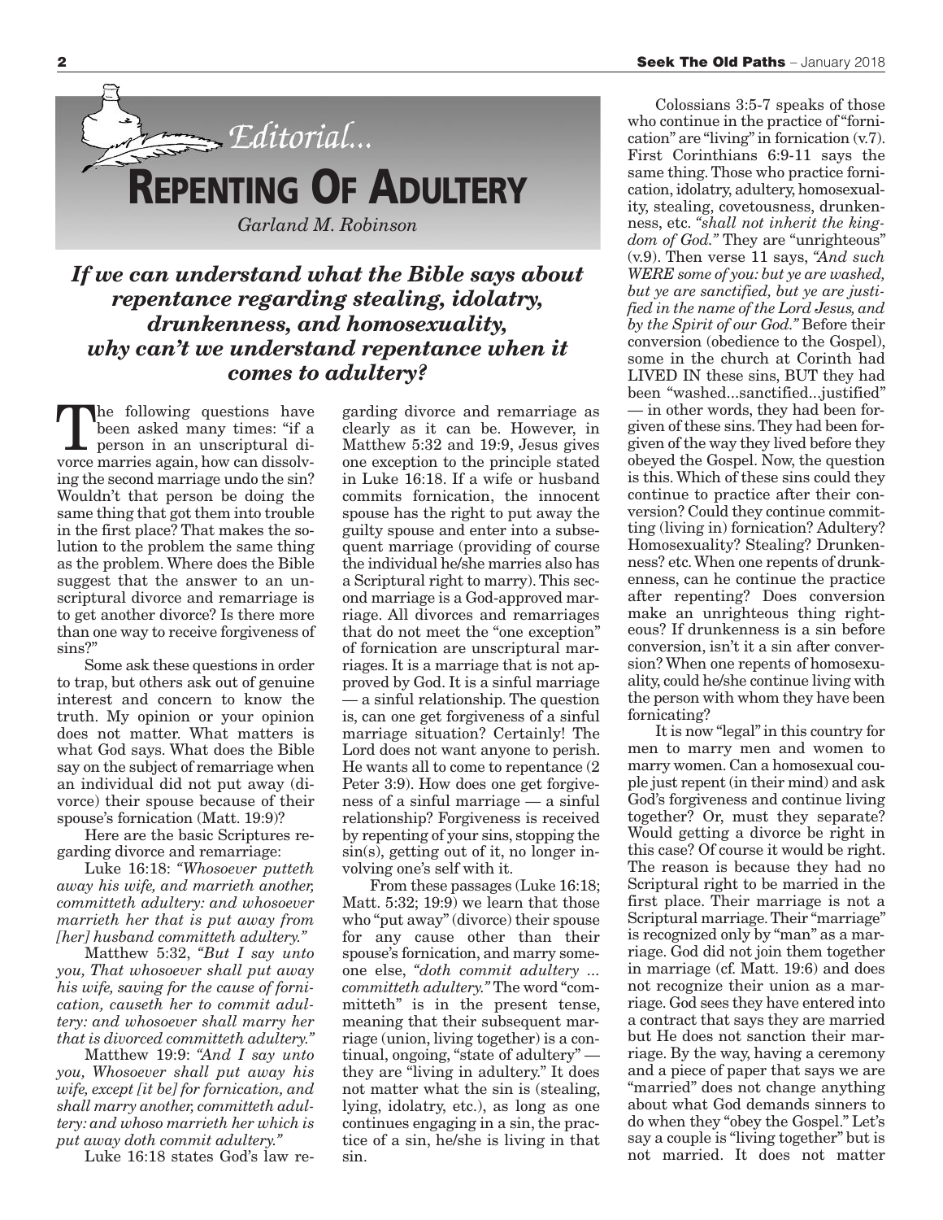# Editorial...

# REPENTING OF ADULTERY

*Garland M. Robinson*

***If we can understand what the Bible says about repentance regarding stealing, idolatry, drunkenness, and homosexuality, why can't we understand repentance when it comes to adultery?***

The following questions have been asked many times: "if a person in an unscriptural divorce marries again, how can dissolving the second marriage undo the sin? Wouldn't that person be doing the same thing that got them into trouble in the first place? That makes the solution to the problem the same thing as the problem. Where does the Bible suggest that the answer to an unscriptural divorce and remarriage is to get another divorce? Is there more than one way to receive forgiveness of sins?"

Some ask these questions in order to trap, but others ask out of genuine interest and concern to know the truth. My opinion or your opinion does not matter. What matters is what God says. What does the Bible say on the subject of remarriage when an individual did not put away (divorce) their spouse because of their spouse's fornication (Matt. 19:9)?

Here are the basic Scriptures regarding divorce and remarriage:

Luke 16:18: *"Whosoever putteth away his wife, and marrieth another, committeth adultery: and whosoever marrieth her that is put away from [her] husband committeth adultery."*

Matthew 5:32, *"But I say unto you, That whosoever shall put away his wife, saving for the cause of fornication, causeth her to commit adultery: and whosoever shall marry her that is divorced committeth adultery."*

Matthew 19:9: *"And I say unto you, Whosoever shall put away his wife, except [it be] for fornication, and shall marry another, committeth adultery: and whoso marrieth her which is put away doth commit adultery."*

Luke 16:18 states God's law regarding divorce and remarriage as clearly as it can be. However, in Matthew 5:32 and 19:9, Jesus gives one exception to the principle stated in Luke 16:18. If a wife or husband commits fornication, the innocent spouse has the right to put away the guilty spouse and enter into a subsequent marriage (providing of course the individual he/she marries also has a Scriptural right to marry). This second marriage is a God-approved marriage. All divorces and remarriages that do not meet the "one exception" of fornication are unscriptural marriages. It is a marriage that is not approved by God. It is a sinful marriage — a sinful relationship. The question is, can one get forgiveness of a sinful marriage situation? Certainly! The Lord does not want anyone to perish. He wants all to come to repentance (2 Peter 3:9). How does one get forgiveness of a sinful marriage — a sinful relationship? Forgiveness is received by repenting of your sins, stopping the sin(s), getting out of it, no longer involving one's self with it.

From these passages (Luke 16:18; Matt. 5:32; 19:9) we learn that those who "put away" (divorce) their spouse for any cause other than their spouse's fornication, and marry someone else, *"doth commit adultery ... committeth adultery."* The word "committeth" is in the present tense, meaning that their subsequent marriage (union, living together) is a continual, ongoing, "state of adultery" — they are "living in adultery." It does not matter what the sin is (stealing, lying, idolatry, etc.), as long as one continues engaging in a sin, the practice of a sin, he/she is living in that sin.

Colossians 3:5-7 speaks of those who continue in the practice of "fornication" are "living" in fornication (v.7). First Corinthians 6:9-11 says the same thing. Those who practice fornication, idolatry, adultery, homosexuality, stealing, covetousness, drunkenness, etc. *"shall not inherit the kingdom of God."* They are "unrighteous" (v.9). Then verse 11 says, *"And such WERE some of you: but ye are washed, but ye are sanctified, but ye are justified in the name of the Lord Jesus, and by the Spirit of our God."* Before their conversion (obedience to the Gospel), some in the church at Corinth had LIVED IN these sins, BUT they had been "washed...sanctified...justified" — in other words, they had been forgiven of these sins. They had been forgiven of the way they lived before they obeyed the Gospel. Now, the question is this. Which of these sins could they continue to practice after their conversion? Could they continue committing (living in) fornication? Adultery? Homosexuality? Stealing? Drunkenness? etc. When one repents of drunkenness, can he continue the practice after repenting? Does conversion make an unrighteous thing righteous? If drunkenness is a sin before conversion, isn't it a sin after conversion? When one repents of homosexuality, could he/she continue living with the person with whom they have been fornicating?

It is now "legal" in this country for men to marry men and women to marry women. Can a homosexual couple just repent (in their mind) and ask God's forgiveness and continue living together? Or, must they separate? Would getting a divorce be right in this case? Of course it would be right. The reason is because they had no Scriptural right to be married in the first place. Their marriage is not a Scriptural marriage. Their "marriage" is recognized only by "man" as a marriage. God did not join them together in marriage (cf. Matt. 19:6) and does not recognize their union as a marriage. God sees they have entered into a contract that says they are married but He does not sanction their marriage. By the way, having a ceremony and a piece of paper that says we are "married" does not change anything about what God demands sinners to do when they "obey the Gospel." Let's say a couple is "living together" but is not married. It does not matter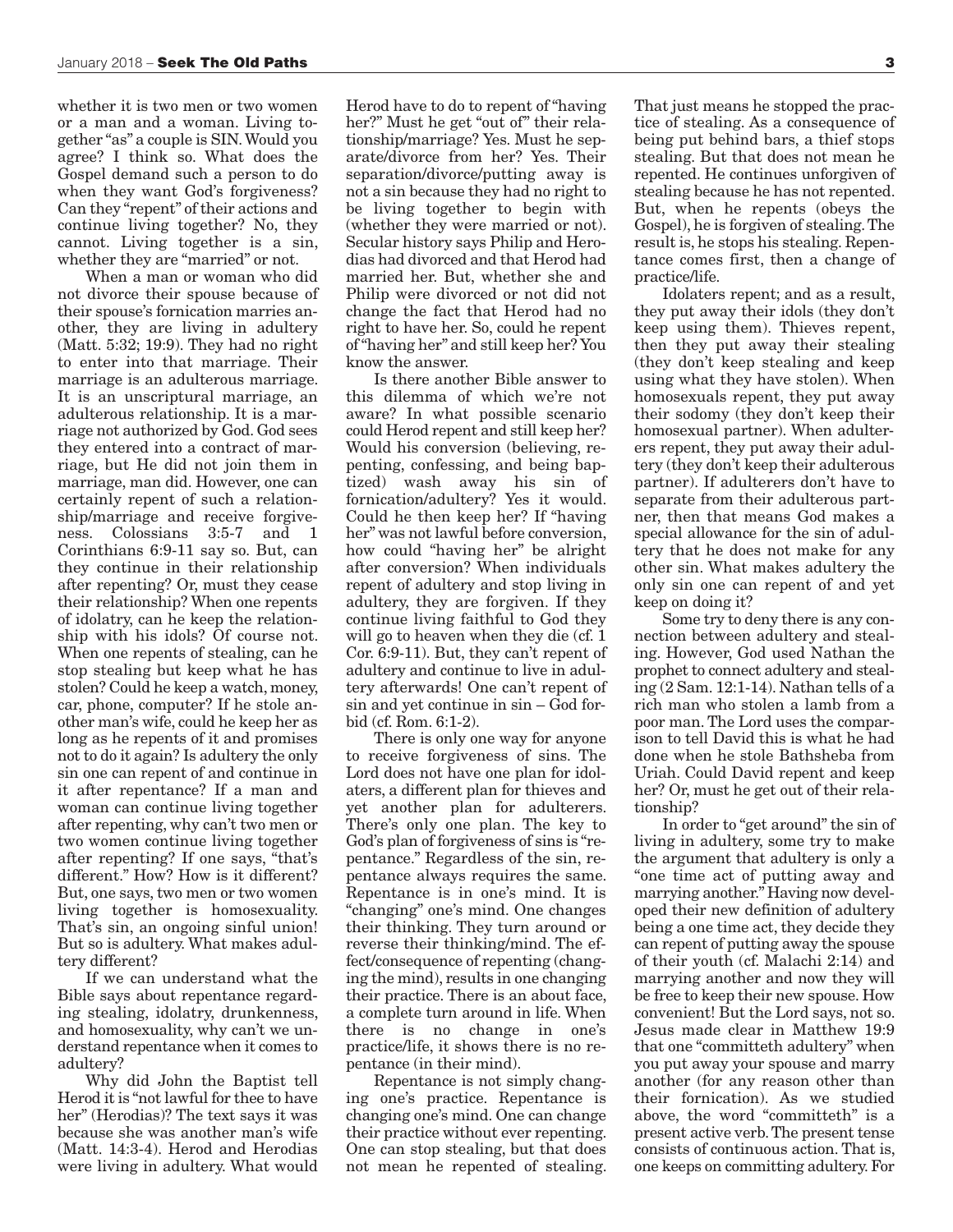whether it is two men or two women or a man and a woman. Living together "as" a couple is SIN. Would you agree? I think so. What does the Gospel demand such a person to do when they want God's forgiveness? Can they "repent" of their actions and continue living together? No, they cannot. Living together is a sin, whether they are "married" or not.

When a man or woman who did not divorce their spouse because of their spouse's fornication marries another, they are living in adultery (Matt. 5:32; 19:9). They had no right to enter into that marriage. Their marriage is an adulterous marriage. It is an unscriptural marriage, an adulterous relationship. It is a marriage not authorized by God. God sees they entered into a contract of marriage, but He did not join them in marriage, man did. However, one can certainly repent of such a relationship/marriage and receive forgiveness. Colossians 3:5-7 and 1 Corinthians 6:9-11 say so. But, can they continue in their relationship after repenting? Or, must they cease their relationship? When one repents of idolatry, can he keep the relationship with his idols? Of course not. When one repents of stealing, can he stop stealing but keep what he has stolen? Could he keep a watch, money, car, phone, computer? If he stole another man's wife, could he keep her as long as he repents of it and promises not to do it again? Is adultery the only sin one can repent of and continue in it after repentance? If a man and woman can continue living together after repenting, why can't two men or two women continue living together after repenting? If one says, "that's different." How? How is it different? But, one says, two men or two women living together is homosexuality. That's sin, an ongoing sinful union! But so is adultery. What makes adultery different?

If we can understand what the Bible says about repentance regarding stealing, idolatry, drunkenness, and homosexuality, why can't we understand repentance when it comes to adultery?

Why did John the Baptist tell Herod it is "not lawful for thee to have her" (Herodias)? The text says it was because she was another man's wife (Matt. 14:3-4). Herod and Herodias were living in adultery. What would Herod have to do to repent of "having her?" Must he get "out of" their relationship/marriage? Yes. Must he separate/divorce from her? Yes. Their separation/divorce/putting away is not a sin because they had no right to be living together to begin with (whether they were married or not). Secular history says Philip and Herodias had divorced and that Herod had married her. But, whether she and Philip were divorced or not did not change the fact that Herod had no right to have her. So, could he repent of "having her" and still keep her? You know the answer.

Is there another Bible answer to this dilemma of which we're not aware? In what possible scenario could Herod repent and still keep her? Would his conversion (believing, repenting, confessing, and being baptized) wash away his sin of fornication/adultery? Yes it would. Could he then keep her? If "having her" was not lawful before conversion, how could "having her" be alright after conversion? When individuals repent of adultery and stop living in adultery, they are forgiven. If they continue living faithful to God they will go to heaven when they die (cf. 1 Cor. 6:9-11). But, they can't repent of adultery and continue to live in adultery afterwards! One can't repent of sin and yet continue in sin – God forbid (cf. Rom. 6:1-2).

There is only one way for anyone to receive forgiveness of sins. The Lord does not have one plan for idolaters, a different plan for thieves and yet another plan for adulterers. There's only one plan. The key to God's plan of forgiveness of sins is "repentance." Regardless of the sin, repentance always requires the same. Repentance is in one's mind. It is "changing" one's mind. One changes their thinking. They turn around or reverse their thinking/mind. The effect/consequence of repenting (changing the mind), results in one changing their practice. There is an about face, a complete turn around in life. When there is no change in one's practice/life, it shows there is no repentance (in their mind).

Repentance is not simply changing one's practice. Repentance is changing one's mind. One can change their practice without ever repenting. One can stop stealing, but that does not mean he repented of stealing. That just means he stopped the practice of stealing. As a consequence of being put behind bars, a thief stops stealing. But that does not mean he repented. He continues unforgiven of stealing because he has not repented. But, when he repents (obeys the Gospel), he is forgiven of stealing. The result is, he stops his stealing. Repentance comes first, then a change of practice/life.

Idolaters repent; and as a result, they put away their idols (they don't keep using them). Thieves repent, then they put away their stealing (they don't keep stealing and keep using what they have stolen). When homosexuals repent, they put away their sodomy (they don't keep their homosexual partner). When adulterers repent, they put away their adultery (they don't keep their adulterous partner). If adulterers don't have to separate from their adulterous partner, then that means God makes a special allowance for the sin of adultery that he does not make for any other sin. What makes adultery the only sin one can repent of and yet keep on doing it?

Some try to deny there is any connection between adultery and stealing. However, God used Nathan the prophet to connect adultery and stealing (2 Sam. 12:1-14). Nathan tells of a rich man who stolen a lamb from a poor man. The Lord uses the comparison to tell David this is what he had done when he stole Bathsheba from Uriah. Could David repent and keep her? Or, must he get out of their relationship?

In order to "get around" the sin of living in adultery, some try to make the argument that adultery is only a "one time act of putting away and marrying another." Having now developed their new definition of adultery being a one time act, they decide they can repent of putting away the spouse of their youth (cf. Malachi 2:14) and marrying another and now they will be free to keep their new spouse. How convenient! But the Lord says, not so. Jesus made clear in Matthew 19:9 that one "committeth adultery" when you put away your spouse and marry another (for any reason other than their fornication). As we studied above, the word "committeth" is a present active verb. The present tense consists of continuous action. That is, one keeps on committing adultery. For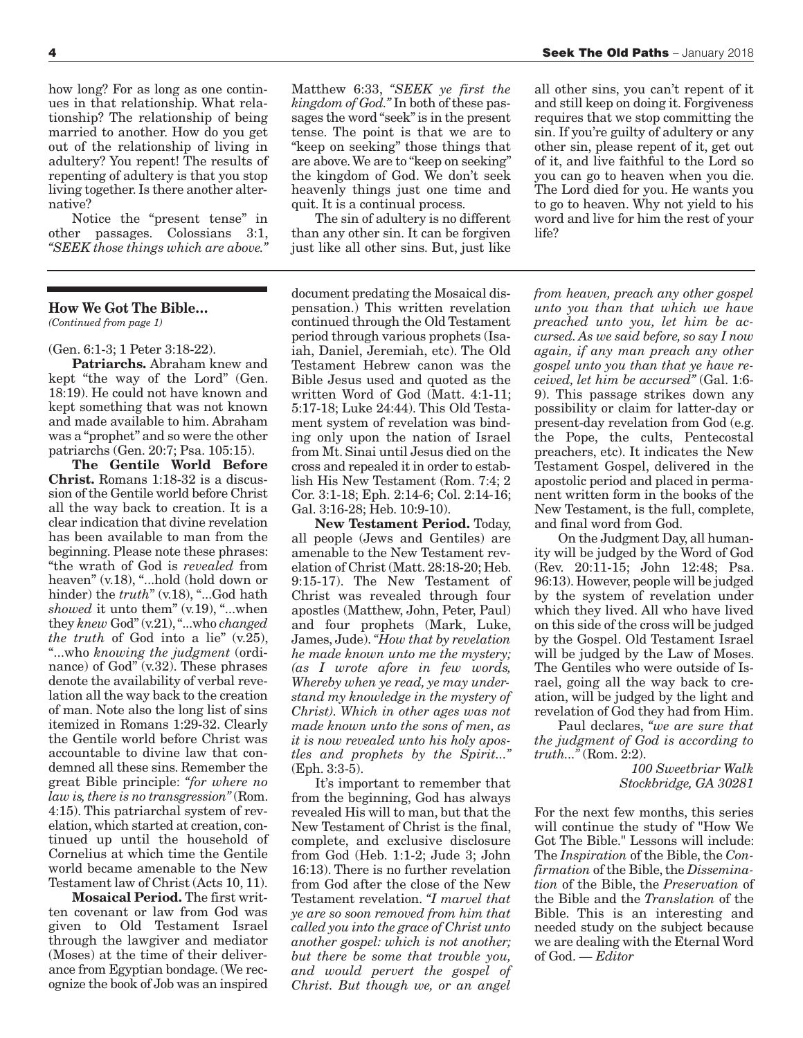how long? For as long as one continues in that relationship. What relationship? The relationship of being married to another. How do you get out of the relationship of living in adultery? You repent! The results of repenting of adultery is that you stop living together. Is there another alternative?

Notice the "present tense" in other passages. Colossians 3:1, *"SEEK those things which are above."* Matthew 6:33, *"SEEK ye first the kingdom of God."* In both of these passages the word "seek" is in the present tense. The point is that we are to "keep on seeking" those things that are above. We are to "keep on seeking" the kingdom of God. We don't seek heavenly things just one time and quit. It is a continual process.

The sin of adultery is no different than any other sin. It can be forgiven just like all other sins. But, just like all other sins, you can't repent of it and still keep on doing it. Forgiveness requires that we stop committing the sin. If you're guilty of adultery or any other sin, please repent of it, get out of it, and live faithful to the Lord so you can go to heaven when you die. The Lord died for you. He wants you to go to heaven. Why not yield to his word and live for him the rest of your life?

---

### How We Got The Bible...

*(Continued from page 1)*

(Gen. 6:1-3; 1 Peter 3:18-22).

**Patriarchs.** Abraham knew and kept "the way of the Lord" (Gen. 18:19). He could not have known and kept something that was not known and made available to him. Abraham was a "prophet" and so were the other patriarchs (Gen. 20:7; Psa. 105:15).

**The Gentile World Before Christ.** Romans 1:18-32 is a discussion of the Gentile world before Christ all the way back to creation. It is a clear indication that divine revelation has been available to man from the beginning. Please note these phrases: "the wrath of God is *revealed* from heaven" (v.18), "...hold (hold down or hinder) the *truth*" (v.18), "...God hath *showed* it unto them" (v.19), "...when they *knew* God" (v.21), "...who *changed the truth* of God into a lie" (v.25), "...who *knowing the judgment* (ordinance) of God" (v.32). These phrases denote the availability of verbal revelation all the way back to the creation of man. Note also the long list of sins itemized in Romans 1:29-32. Clearly the Gentile world before Christ was accountable to divine law that condemned all these sins. Remember the great Bible principle: *"for where no law is, there is no transgression"* (Rom. 4:15). This patriarchal system of revelation, which started at creation, continued up until the household of Cornelius at which time the Gentile world became amenable to the New Testament law of Christ (Acts 10, 11).

**Mosaical Period.** The first written covenant or law from God was given to Old Testament Israel through the lawgiver and mediator (Moses) at the time of their deliverance from Egyptian bondage. (We recognize the book of Job was an inspired document predating the Mosaical dispensation.) This written revelation continued through the Old Testament period through various prophets (Isaiah, Daniel, Jeremiah, etc). The Old Testament Hebrew canon was the Bible Jesus used and quoted as the written Word of God (Matt. 4:1-11; 5:17-18; Luke 24:44). This Old Testament system of revelation was binding only upon the nation of Israel from Mt. Sinai until Jesus died on the cross and repealed it in order to establish His New Testament (Rom. 7:4; 2 Cor. 3:1-18; Eph. 2:14-6; Col. 2:14-16; Gal. 3:16-28; Heb. 10:9-10).

**New Testament Period.** Today, all people (Jews and Gentiles) are amenable to the New Testament revelation of Christ (Matt. 28:18-20; Heb. 9:15-17). The New Testament of Christ was revealed through four apostles (Matthew, John, Peter, Paul) and four prophets (Mark, Luke, James, Jude). *"How that by revelation he made known unto me the mystery; (as I wrote afore in few words, Whereby when ye read, ye may understand my knowledge in the mystery of Christ). Which in other ages was not made known unto the sons of men, as it is now revealed unto his holy apostles and prophets by the Spirit..."* (Eph. 3:3-5).

It's important to remember that from the beginning, God has always revealed His will to man, but that the New Testament of Christ is the final, complete, and exclusive disclosure from God (Heb. 1:1-2; Jude 3; John 16:13). There is no further revelation from God after the close of the New Testament revelation. *"I marvel that ye are so soon removed from him that called you into the grace of Christ unto another gospel: which is not another; but there be some that trouble you, and would pervert the gospel of Christ. But though we, or an angel from heaven, preach any other gospel unto you than that which we have preached unto you, let him be accursed. As we said before, so say I now again, if any man preach any other gospel unto you than that ye have received, let him be accursed"* (Gal. 1:6-9). This passage strikes down any possibility or claim for latter-day or present-day revelation from God (e.g. the Pope, the cults, Pentecostal preachers, etc). It indicates the New Testament Gospel, delivered in the apostolic period and placed in permanent written form in the books of the New Testament, is the full, complete, and final word from God.

On the Judgment Day, all humanity will be judged by the Word of God (Rev. 20:11-15; John 12:48; Psa. 96:13). However, people will be judged by the system of revelation under which they lived. All who have lived on this side of the cross will be judged by the Gospel. Old Testament Israel will be judged by the Law of Moses. The Gentiles who were outside of Israel, going all the way back to creation, will be judged by the light and revelation of God they had from Him.

Paul declares, *"we are sure that the judgment of God is according to truth..."* (Rom. 2:2).

*100 Sweetbriar Walk*
*Stockbridge, GA 30281*

For the next few months, this series will continue the study of "How We Got The Bible." Lessons will include: The *Inspiration* of the Bible, the *Confirmation* of the Bible, the *Dissemination* of the Bible, the *Preservation* of the Bible and the *Translation* of the Bible. This is an interesting and needed study on the subject because we are dealing with the Eternal Word of God. — *Editor*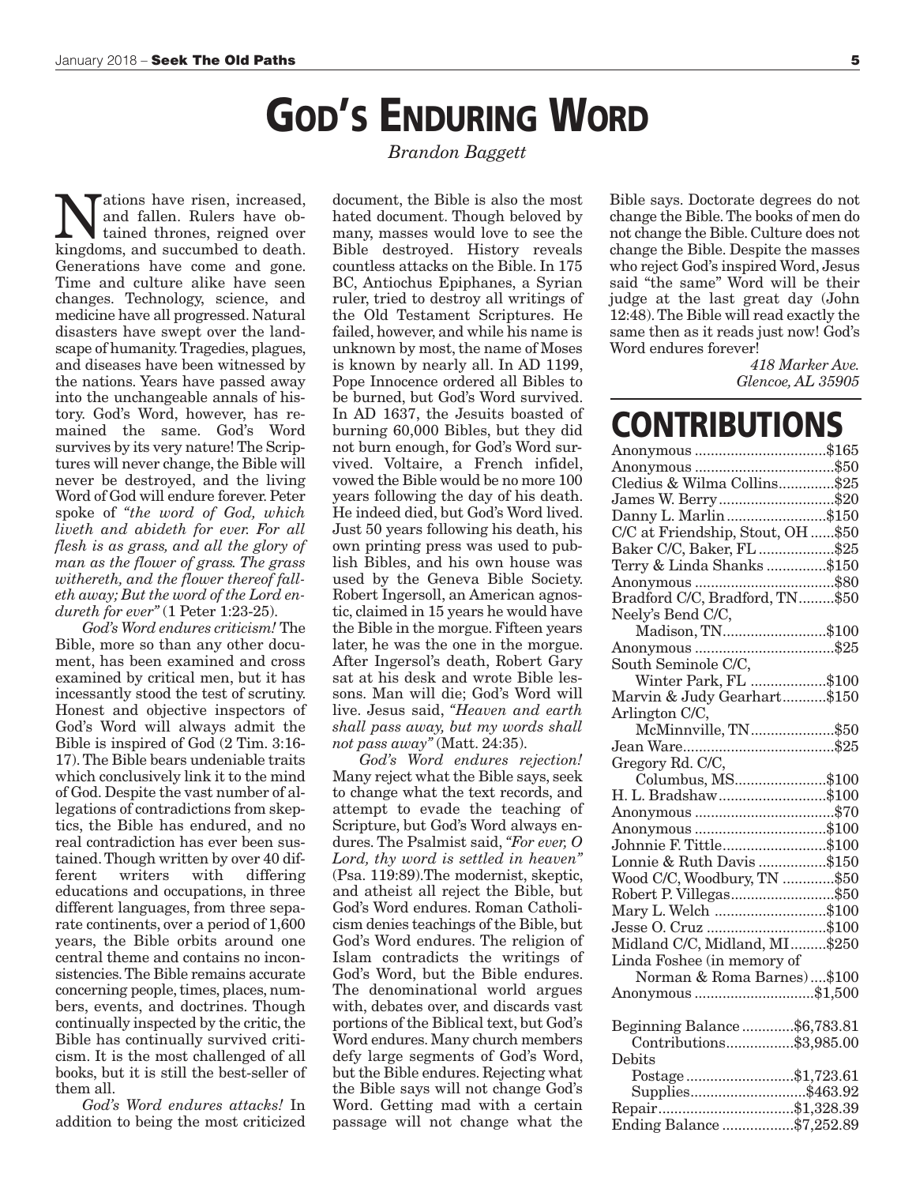// Mastering OCR
# GOD'S ENDURING WORD

*Brandon Baggett*

Nations have risen, increased, and fallen. Rulers have obtained thrones, reigned over kingdoms, and succumbed to death. Generations have come and gone. Time and culture alike have seen changes. Technology, science, and medicine have all progressed. Natural disasters have swept over the landscape of humanity. Tragedies, plagues, and diseases have been witnessed by the nations. Years have passed away into the unchangeable annals of history. God's Word, however, has remained the same. God's Word survives by its very nature! The Scriptures will never change, the Bible will never be destroyed, and the living Word of God will endure forever. Peter spoke of *"the word of God, which liveth and abideth for ever. For all flesh is as grass, and all the glory of man as the flower of grass. The grass withereth, and the flower thereof falleth away; But the word of the Lord endureth for ever"* (1 Peter 1:23-25).

*God's Word endures criticism!* The Bible, more so than any other document, has been examined and cross examined by critical men, but it has incessantly stood the test of scrutiny. Honest and objective inspectors of God's Word will always admit the Bible is inspired of God (2 Tim. 3:16-17). The Bible bears undeniable traits which conclusively link it to the mind of God. Despite the vast number of allegations of contradictions from skeptics, the Bible has endured, and no real contradiction has ever been sustained. Though written by over 40 different writers with differing educations and occupations, in three different languages, from three separate continents, over a period of 1,600 years, the Bible orbits around one central theme and contains no inconsistencies. The Bible remains accurate concerning people, times, places, numbers, events, and doctrines. Though continually inspected by the critic, the Bible has continually survived criticism. It is the most challenged of all books, but it is still the best-seller of them all.

*God's Word endures attacks!* In addition to being the most criticized document, the Bible is also the most hated document. Though beloved by many, masses would love to see the Bible destroyed. History reveals countless attacks on the Bible. In 175 BC, Antiochus Epiphanes, a Syrian ruler, tried to destroy all writings of the Old Testament Scriptures. He failed, however, and while his name is unknown by most, the name of Moses is known by nearly all. In AD 1199, Pope Innocence ordered all Bibles to be burned, but God's Word survived. In AD 1637, the Jesuits boasted of burning 60,000 Bibles, but they did not burn enough, for God's Word survived. Voltaire, a French infidel, vowed the Bible would be no more 100 years following the day of his death. He indeed died, but God's Word lived. Just 50 years following his death, his own printing press was used to publish Bibles, and his own house was used by the Geneva Bible Society. Robert Ingersoll, an American agnostic, claimed in 15 years he would have the Bible in the morgue. Fifteen years later, he was the one in the morgue. After Ingersol's death, Robert Gary sat at his desk and wrote Bible lessons. Man will die; God's Word will live. Jesus said, *"Heaven and earth shall pass away, but my words shall not pass away"* (Matt. 24:35).

*God's Word endures rejection!* Many reject what the Bible says, seek to change what the text records, and attempt to evade the teaching of Scripture, but God's Word always endures. The Psalmist said, *"For ever, O Lord, thy word is settled in heaven"* (Psa. 119:89).The modernist, skeptic, and atheist all reject the Bible, but God's Word endures. Roman Catholicism denies teachings of the Bible, but God's Word endures. The religion of Islam contradicts the writings of God's Word, but the Bible endures. The denominational world argues with, debates over, and discards vast portions of the Biblical text, but God's Word endures. Many church members defy large segments of God's Word, but the Bible endures. Rejecting what the Bible says will not change God's Word. Getting mad with a certain passage will not change what the Bible says. Doctorate degrees do not change the Bible. The books of men do not change the Bible. Culture does not change the Bible. Despite the masses who reject God's inspired Word, Jesus said "the same" Word will be their judge at the last great day (John 12:48). The Bible will read exactly the same then as it reads just now! God's Word endures forever!

*418 Marker Ave.*
*Glencoe, AL 35905*

# CONTRIBUTIONS

| Contributor | Amount |
|---|---|
| Anonymous | $165 |
| Anonymous | $50 |
| Cledius & Wilma Collins | $25 |
| James W. Berry | $20 |
| Danny L. Marlin | $150 |
| C/C at Friendship, Stout, OH | $50 |
| Baker C/C, Baker, FL | $25 |
| Terry & Linda Shanks | $150 |
| Anonymous | $80 |
| Bradford C/C, Bradford, TN | $50 |
| Neely's Bend C/C, Madison, TN | $100 |
| Anonymous | $25 |
| South Seminole C/C, Winter Park, FL | $100 |
| Marvin & Judy Gearhart | $150 |
| Arlington C/C, McMinnville, TN | $50 |
| Jean Ware | $25 |
| Gregory Rd. C/C, Columbus, MS | $100 |
| H. L. Bradshaw | $100 |
| Anonymous | $70 |
| Anonymous | $100 |
| Johnnie F. Tittle | $100 |
| Lonnie & Ruth Davis | $150 |
| Wood C/C, Woodbury, TN | $50 |
| Robert P. Villegas | $50 |
| Mary L. Welch | $100 |
| Jesse O. Cruz | $100 |
| Midland C/C, Midland, MI | $250 |
| Linda Foshee (in memory of Norman & Roma Barnes) | $100 |
| Anonymous | $1,500 |

| | |
|---|---|
| Beginning Balance | $6,783.81 |
| Contributions | $3,985.00 |
| Debits | |
| Postage | $1,723.61 |
| Supplies | $463.92 |
| Repair | $1,328.39 |
| Ending Balance | $7,252.89 |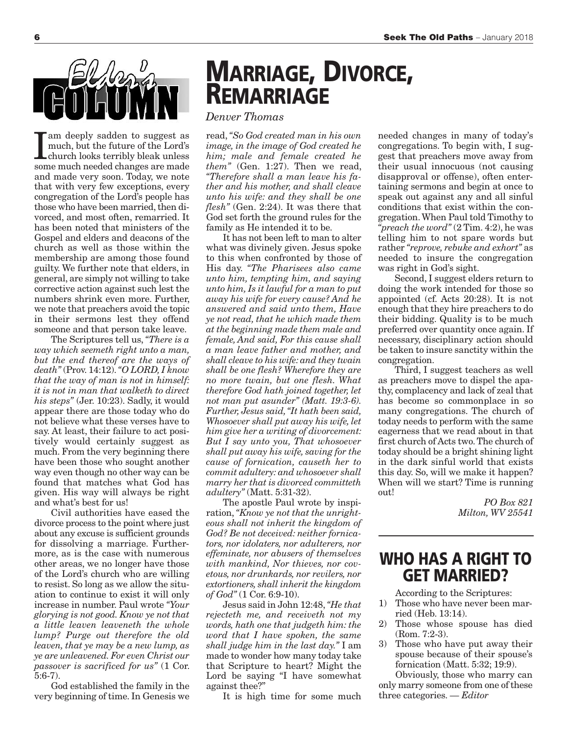Elder's Column

# Marriage, Divorce, Remarriage

*Denver Thomas*

I am deeply sadden to suggest as much, but the future of the Lord's church looks terribly bleak unless some much needed changes are made and made very soon. Today, we note that with very few exceptions, every congregation of the Lord's people has those who have been married, then divorced, and most often, remarried. It has been noted that ministers of the Gospel and elders and deacons of the church as well as those within the membership are among those found guilty. We further note that elders, in general, are simply not willing to take corrective action against such lest the numbers shrink even more. Further, we note that preachers avoid the topic in their sermons lest they offend someone and that person take leave.

The Scriptures tell us, *"There is a way which seemeth right unto a man, but the end thereof are the ways of death"* (Prov. 14:12). *"O LORD, I know that the way of man is not in himself: it is not in man that walketh to direct his steps"* (Jer. 10:23). Sadly, it would appear there are those today who do not believe what these verses have to say. At least, their failure to act positively would certainly suggest as much. From the very beginning there have been those who sought another way even though no other way can be found that matches what God has given. His way will always be right and what's best for us!

Civil authorities have eased the divorce process to the point where just about any excuse is sufficient grounds for dissolving a marriage. Furthermore, as is the case with numerous other areas, we no longer have those of the Lord's church who are willing to resist. So long as we allow the situation to continue to exist it will only increase in number. Paul wrote *"Your glorying is not good. Know ye not that a little leaven leaveneth the whole lump? Purge out therefore the old leaven, that ye may be a new lump, as ye are unleavened. For even Christ our passover is sacrificed for us"* (1 Cor. 5:6-7).

God established the family in the very beginning of time. In Genesis we read, *"So God created man in his own image, in the image of God created he him; male and female created he them"* (Gen. 1:27). Then we read, *"Therefore shall a man leave his father and his mother, and shall cleave unto his wife: and they shall be one flesh"* (Gen. 2:24). It was there that God set forth the ground rules for the family as He intended it to be.

It has not been left to man to alter what was divinely given. Jesus spoke to this when confronted by those of His day. *"The Pharisees also came unto him, tempting him, and saying unto him, Is it lawful for a man to put away his wife for every cause? And he answered and said unto them, Have ye not read, that he which made them at the beginning made them male and female, And said, For this cause shall a man leave father and mother, and shall cleave to his wife: and they twain shall be one flesh? Wherefore they are no more twain, but one flesh. What therefore God hath joined together, let not man put asunder" (Matt. 19:3-6). Further, Jesus said, "It hath been said, Whosoever shall put away his wife, let him give her a writing of divorcement: But I say unto you, That whosoever shall put away his wife, saving for the cause of fornication, causeth her to commit adultery: and whosoever shall marry her that is divorced committeth adultery"* (Matt. 5:31-32).

The apostle Paul wrote by inspiration, *"Know ye not that the unrighteous shall not inherit the kingdom of God? Be not deceived: neither fornicators, nor idolaters, nor adulterers, nor effeminate, nor abusers of themselves with mankind, Nor thieves, nor covetous, nor drunkards, nor revilers, nor extortioners, shall inherit the kingdom of God"* (1 Cor. 6:9-10).

Jesus said in John 12:48, *"He that rejecteth me, and receiveth not my words, hath one that judgeth him: the word that I have spoken, the same shall judge him in the last day."* I am made to wonder how many today take that Scripture to heart? Might the Lord be saying "I have somewhat against thee?"

It is high time for some much needed changes in many of today's congregations. To begin with, I suggest that preachers move away from their usual innocuous (not causing disapproval or offense), often entertaining sermons and begin at once to speak out against any and all sinful conditions that exist within the congregation. When Paul told Timothy to *"preach the word"* (2 Tim. 4:2), he was telling him to not spare words but rather *"reprove, rebuke and exhort"* as needed to insure the congregation was right in God's sight.

Second, I suggest elders return to doing the work intended for those so appointed (cf. Acts 20:28). It is not enough that they hire preachers to do their bidding. Quality is to be much preferred over quantity once again. If necessary, disciplinary action should be taken to insure sanctity within the congregation.

Third, I suggest teachers as well as preachers move to dispel the apathy, complacency and lack of zeal that has become so commonplace in so many congregations. The church of today needs to perform with the same eagerness that we read about in that first church of Acts two. The church of today should be a bright shining light in the dark sinful world that exists this day. So, will we make it happen? When will we start? Time is running out!

*PO Box 821*
*Milton, WV 25541*

---

## Who Has A Right To Get Married?

According to the Scriptures:

1) Those who have never been married (Heb. 13:14).
2) Those whose spouse has died (Rom. 7:2-3).
3) Those who have put away their spouse because of their spouse's fornication (Matt. 5:32; 19:9).

Obviously, those who marry can only marry someone from one of these three categories. — *Editor*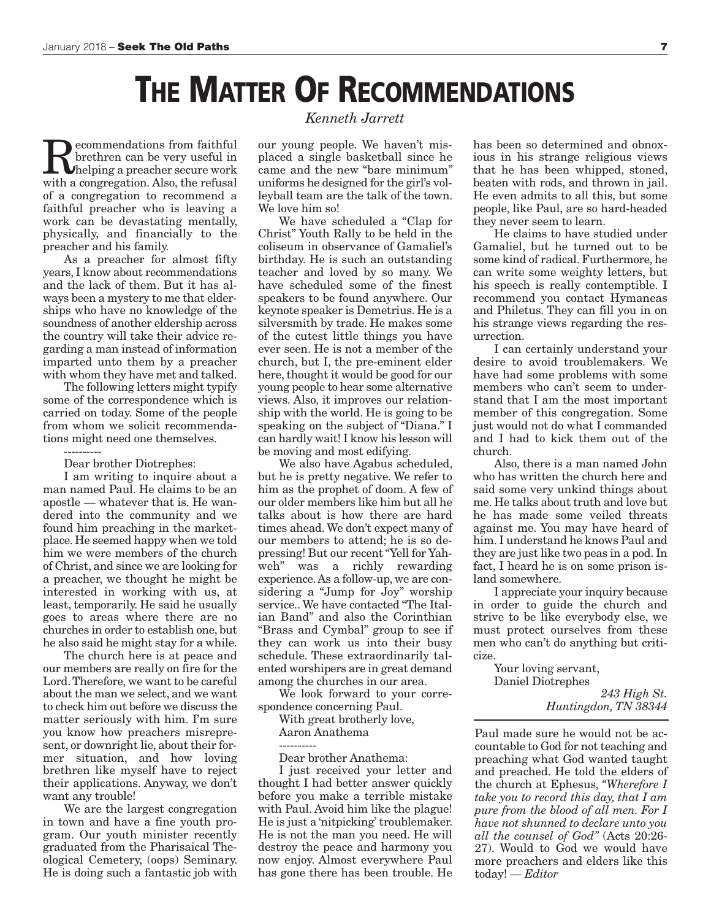# THE MATTER OF RECOMMENDATIONS

*Kenneth Jarrett*

Recommendations from faithful brethren can be very useful in helping a preacher secure work with a congregation. Also, the refusal of a congregation to recommend a faithful preacher who is leaving a work can be devastating mentally, physically, and financially to the preacher and his family.

As a preacher for almost fifty years, I know about recommendations and the lack of them. But it has always been a mystery to me that elderships who have no knowledge of the soundness of another eldership across the country will take their advice regarding a man instead of information imparted unto them by a preacher with whom they have met and talked.

The following letters might typify some of the correspondence which is carried on today. Some of the people from whom we solicit recommendations might need one themselves.

----------

Dear brother Diotrephes:

I am writing to inquire about a man named Paul. He claims to be an apostle — whatever that is. He wandered into the community and we found him preaching in the marketplace. He seemed happy when we told him we were members of the church of Christ, and since we are looking for a preacher, we thought he might be interested in working with us, at least, temporarily. He said he usually goes to areas where there are no churches in order to establish one, but he also said he might stay for a while.

The church here is at peace and our members are really on fire for the Lord. Therefore, we want to be careful about the man we select, and we want to check him out before we discuss the matter seriously with him. I'm sure you know how preachers misrepresent, or downright lie, about their former situation, and how loving brethren like myself have to reject their applications. Anyway, we don't want any trouble!

We are the largest congregation in town and have a fine youth program. Our youth minister recently graduated from the Pharisaical Theological Cemetery, (oops) Seminary. He is doing such a fantastic job with our young people. We haven't misplaced a single basketball since he came and the new "bare minimum" uniforms he designed for the girl's volleyball team are the talk of the town. We love him so!

We have scheduled a "Clap for Christ" Youth Rally to be held in the coliseum in observance of Gamaliel's birthday. He is such an outstanding teacher and loved by so many. We have scheduled some of the finest speakers to be found anywhere. Our keynote speaker is Demetrius. He is a silversmith by trade. He makes some of the cutest little things you have ever seen. He is not a member of the church, but I, the pre-eminent elder here, thought it would be good for our young people to hear some alternative views. Also, it improves our relationship with the world. He is going to be speaking on the subject of "Diana." I can hardly wait! I know his lesson will be moving and most edifying.

We also have Agabus scheduled, but he is pretty negative. We refer to him as the prophet of doom. A few of our older members like him but all he talks about is how there are hard times ahead. We don't expect many of our members to attend; he is so depressing! But our recent "Yell for Yahweh" was a richly rewarding experience. As a follow-up, we are considering a "Jump for Joy" worship service.. We have contacted "The Italian Band" and also the Corinthian "Brass and Cymbal" group to see if they can work us into their busy schedule. These extraordinarily talented worshipers are in great demand among the churches in our area.

We look forward to your correspondence concerning Paul.

With great brotherly love,
Aaron Anathema

----------

Dear brother Anathema:

I just received your letter and thought I had better answer quickly before you make a terrible mistake with Paul. Avoid him like the plague! He is just a 'nitpicking' troublemaker. He is not the man you need. He will destroy the peace and harmony you now enjoy. Almost everywhere Paul has gone there has been trouble. He has been so determined and obnoxious in his strange religious views that he has been whipped, stoned, beaten with rods, and thrown in jail. He even admits to all this, but some people, like Paul, are so hard-headed they never seem to learn.

He claims to have studied under Gamaliel, but he turned out to be some kind of radical. Furthermore, he can write some weighty letters, but his speech is really contemptible. I recommend you contact Hymaneas and Philetus. They can fill you in on his strange views regarding the resurrection.

I can certainly understand your desire to avoid troublemakers. We have had some problems with some members who can't seem to understand that I am the most important member of this congregation. Some just would not do what I commanded and I had to kick them out of the church.

Also, there is a man named John who has written the church here and said some very unkind things about me. He talks about truth and love but he has made some veiled threats against me. You may have heard of him. I understand he knows Paul and they are just like two peas in a pod. In fact, I heard he is on some prison island somewhere.

I appreciate your inquiry because in order to guide the church and strive to be like everybody else, we must protect ourselves from these men who can't do anything but criticize.

Your loving servant,
Daniel Diotrephes

*243 High St.*
*Huntingdon, TN 38344*

---

Paul made sure he would not be accountable to God for not teaching and preaching what God wanted taught and preached. He told the elders of the church at Ephesus, *"Wherefore I take you to record this day, that I am pure from the blood of all men. For I have not shunned to declare unto you all the counsel of God"* (Acts 20:26-27). Would to God we would have more preachers and elders like this today! — *Editor*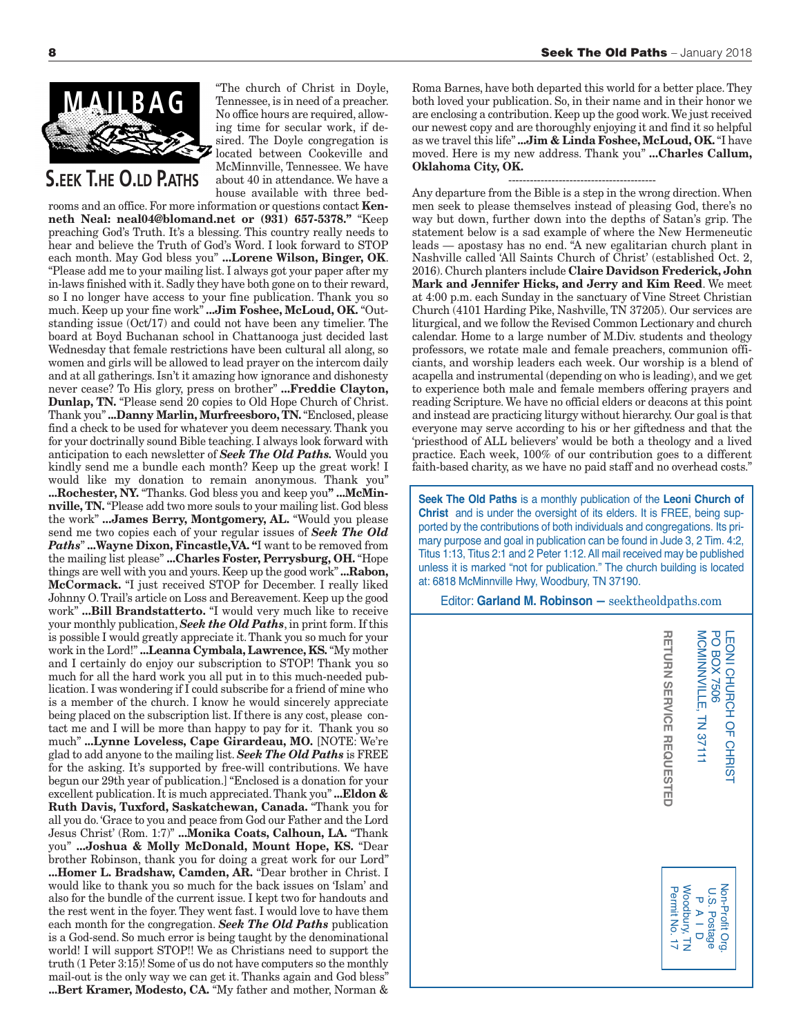# MAILBAG

## S.EEK T.HE O.LD P.ATHS

"The church of Christ in Doyle, Tennessee, is in need of a preacher. No office hours are required, allowing time for secular work, if desired. The Doyle congregation is located between Cookeville and McMinnville, Tennessee. We have about 40 in attendance. We have a house available with three bedrooms and an office. For more information or questions contact **Kenneth Neal: neal04@blomand.net or (931) 657-5378."** "Keep preaching God's Truth. It's a blessing. This country really needs to hear and believe the Truth of God's Word. I look forward to STOP each month. May God bless you" **...Lorene Wilson, Binger, OK**. "Please add me to your mailing list. I always got your paper after my in-laws finished with it. Sadly they have both gone on to their reward, so I no longer have access to your fine publication. Thank you so much. Keep up your fine work" **...Jim Foshee, McLoud, OK.** "Outstanding issue (Oct/17) and could not have been any timelier. The board at Boyd Buchanan school in Chattanooga just decided last Wednesday that female restrictions have been cultural all along, so women and girls will be allowed to lead prayer on the intercom daily and at all gatherings. Isn't it amazing how ignorance and dishonesty never cease? To His glory, press on brother" **...Freddie Clayton, Dunlap, TN.** "Please send 20 copies to Old Hope Church of Christ. Thank you" **...Danny Marlin, Murfreesboro, TN.** "Enclosed, please find a check to be used for whatever you deem necessary. Thank you for your doctrinally sound Bible teaching. I always look forward with anticipation to each newsletter of ***Seek The Old Paths.*** Would you kindly send me a bundle each month? Keep up the great work! I would like my donation to remain anonymous. Thank you" **...Rochester, NY.** "Thanks. God bless you and keep you" **...McMinnville, TN.** "Please add two more souls to your mailing list. God bless the work" **...James Berry, Montgomery, AL.** "Would you please send me two copies each of your regular issues of ***Seek The Old Paths***" **...Wayne Dixon, Fincastle,VA.** "I want to be removed from the mailing list please" **...Charles Foster, Perrysburg, OH.** "Hope things are well with you and yours. Keep up the good work" **...Rabon, McCormack.** "I just received STOP for December. I really liked Johnny O. Trail's article on Loss and Bereavement. Keep up the good work" **...Bill Brandstatterto.** "I would very much like to receive your monthly publication, ***Seek the Old Paths***, in print form. If this is possible I would greatly appreciate it. Thank you so much for your work in the Lord!" **...Leanna Cymbala, Lawrence, KS.** "My mother and I certainly do enjoy our subscription to STOP! Thank you so much for all the hard work you all put in to this much-needed publication. I was wondering if I could subscribe for a friend of mine who is a member of the church. I know he would sincerely appreciate being placed on the subscription list. If there is any cost, please contact me and I will be more than happy to pay for it. Thank you so much" **...Lynne Loveless, Cape Girardeau, MO.** [NOTE: We're glad to add anyone to the mailing list. ***Seek The Old Paths*** is FREE for the asking. It's supported by free-will contributions. We have begun our 29th year of publication.] "Enclosed is a donation for your excellent publication. It is much appreciated. Thank you" **...Eldon & Ruth Davis, Tuxford, Saskatchewan, Canada.** "Thank you for all you do. 'Grace to you and peace from God our Father and the Lord Jesus Christ' (Rom. 1:7)" **...Monika Coats, Calhoun, LA.** "Thank you" **...Joshua & Molly McDonald, Mount Hope, KS.** "Dear brother Robinson, thank you for doing a great work for our Lord" **...Homer L. Bradshaw, Camden, AR.** "Dear brother in Christ. I would like to thank you so much for the back issues on 'Islam' and also for the bundle of the current issue. I kept two for handouts and the rest went in the foyer. They went fast. I would love to have them each month for the congregation. ***Seek The Old Paths*** publication is a God-send. So much error is being taught by the denominational world! I will support STOP!! We as Christians need to support the truth (1 Peter 3:15)! Some of us do not have computers so the monthly mail-out is the only way we can get it. Thanks again and God bless" **...Bert Kramer, Modesto, CA.** "My father and mother, Norman & Roma Barnes, have both departed this world for a better place. They both loved your publication. So, in their name and in their honor we are enclosing a contribution. Keep up the good work. We just received our newest copy and are thoroughly enjoying it and find it so helpful as we travel this life" **...Jim & Linda Foshee, McLoud, OK.** "I have moved. Here is my new address. Thank you" **...Charles Callum, Oklahoma City, OK.**

-----------------------------------------

Any departure from the Bible is a step in the wrong direction. When men seek to please themselves instead of pleasing God, there's no way but down, further down into the depths of Satan's grip. The statement below is a sad example of where the New Hermeneutic leads — apostasy has no end. "A new egalitarian church plant in Nashville called 'All Saints Church of Christ' (established Oct. 2, 2016). Church planters include **Claire Davidson Frederick, John Mark and Jennifer Hicks, and Jerry and Kim Reed**. We meet at 4:00 p.m. each Sunday in the sanctuary of Vine Street Christian Church (4101 Harding Pike, Nashville, TN 37205). Our services are liturgical, and we follow the Revised Common Lectionary and church calendar. Home to a large number of M.Div. students and theology professors, we rotate male and female preachers, communion officiants, and worship leaders each week. Our worship is a blend of acapella and instrumental (depending on who is leading), and we get to experience both male and female members offering prayers and reading Scripture. We have no official elders or deacons at this point and instead are practicing liturgy without hierarchy. Our goal is that everyone may serve according to his or her giftedness and that the 'priesthood of ALL believers' would be both a theology and a lived practice. Each week, 100% of our contribution goes to a different faith-based charity, as we have no paid staff and no overhead costs."

**Seek The Old Paths** is a monthly publication of the **Leoni Church of Christ** and is under the oversight of its elders. It is FREE, being supported by the contributions of both individuals and congregations. Its primary purpose and goal in publication can be found in Jude 3, 2 Tim. 4:2, Titus 1:13, Titus 2:1 and 2 Peter 1:12. All mail received may be published unless it is marked "not for publication." The church building is located at: 6818 McMinnville Hwy, Woodbury, TN 37190.

Editor: **Garland M. Robinson —** seektheoldpaths.com

LEONI CHURCH OF CHRIST
PO BOX 7506
MCMINNVILLE, TN 37111

**RETURN SERVICE REQUESTED**

Non-Profit Org.
U.S. Postage
P A I D
Woodbury, TN
Permit No. 17